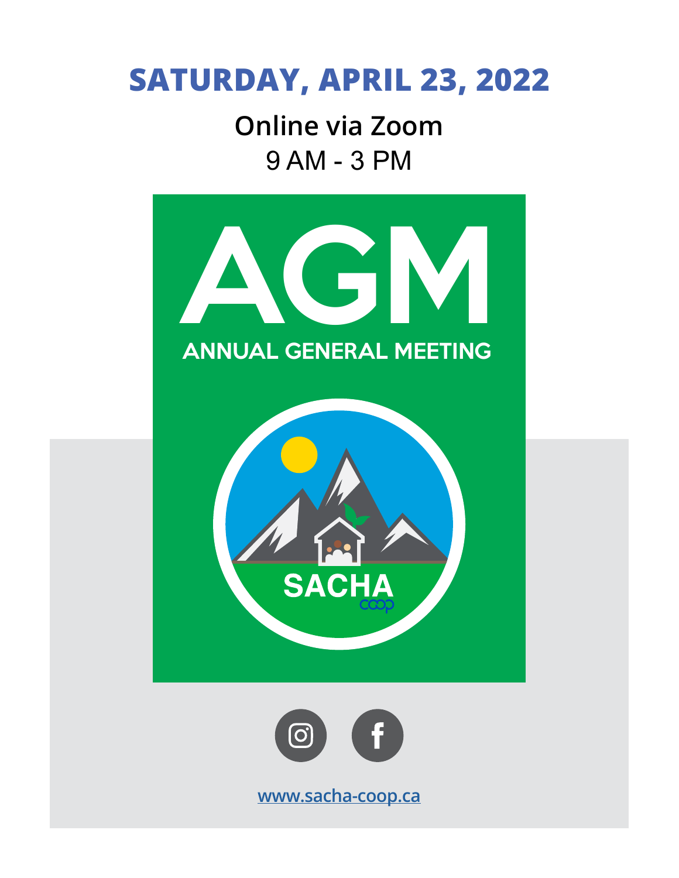# SATURDAY, APRIL 23, 2022

**Online via Zoom**

9 AM - 3 PM

# AGM

## ANNUAL GENERAL MEETING

SACHA coop

www.sacha-coop.ca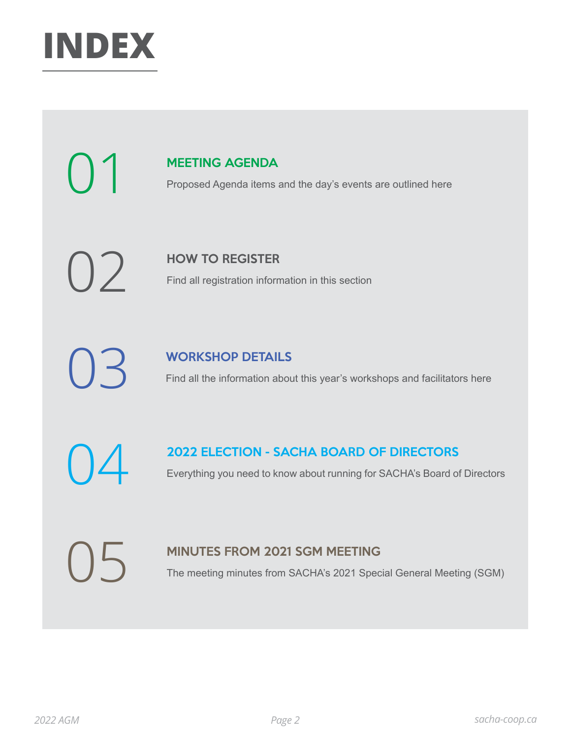# INDEX

## 01 MEETING AGENDA

Proposed Agenda items and the day's events are outlined here

## 02 HOW TO REGISTER

Find all registration information in this section

## 03 WORKSHOP DETAILS

Find all the information about this year's workshops and facilitators here

## 04 2022 ELECTION - SACHA BOARD OF DIRECTORS

Everything you need to know about running for SACHA's Board of Directors

## 05 MINUTES FROM 2021 SGM MEETING

The meeting minutes from SACHA's 2021 Special General Meeting (SGM)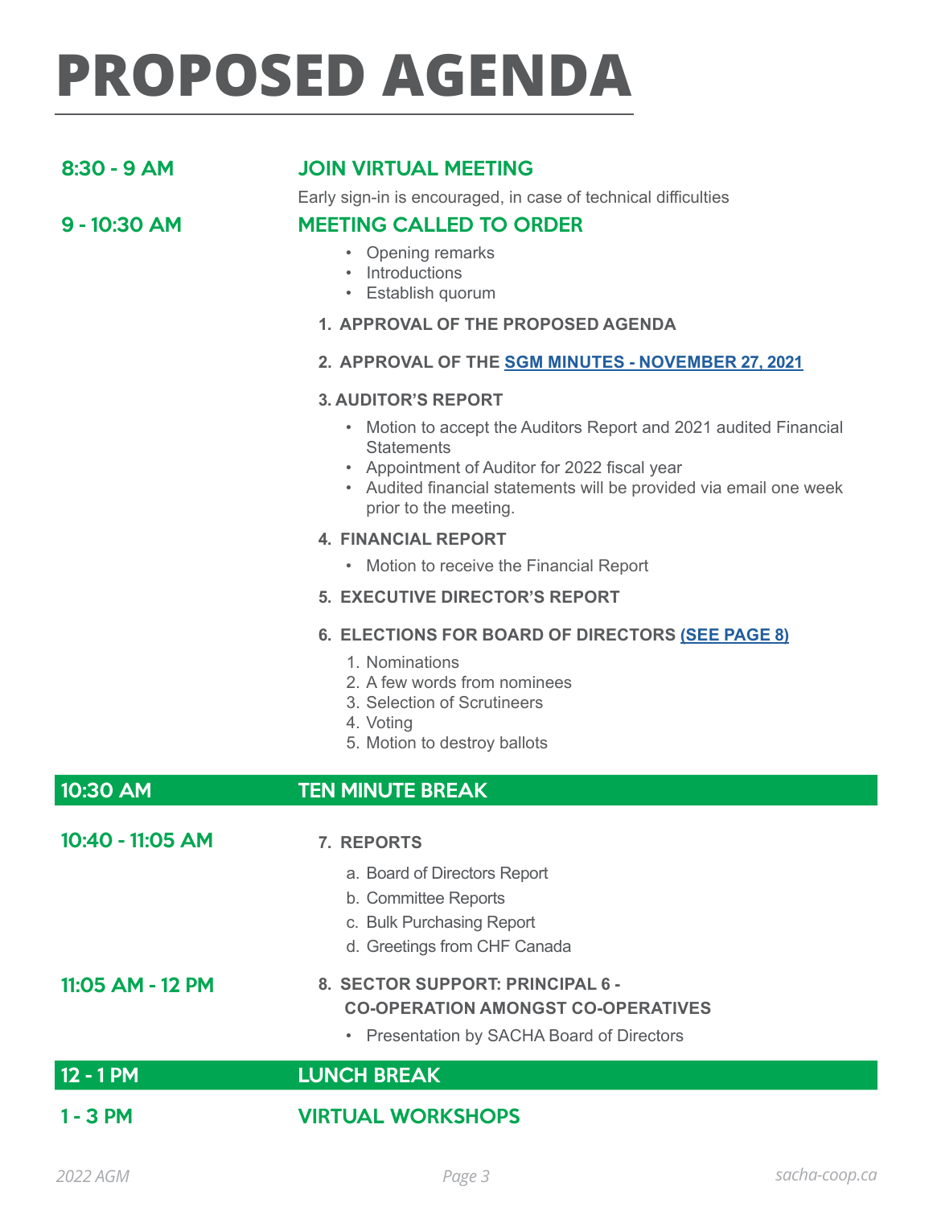# PROPOSED AGENDA

**8:30 - 9 AM** — **JOIN VIRTUAL MEETING**

Early sign-in is encouraged, in case of technical difficulties

**9 - 10:30 AM** — **MEETING CALLED TO ORDER**

- Opening remarks
- Introductions
- Establish quorum

**1. APPROVAL OF THE PROPOSED AGENDA**

**2. APPROVAL OF THE SGM MINUTES - NOVEMBER 27, 2021**

**3. AUDITOR'S REPORT**

- Motion to accept the Auditors Report and 2021 audited Financial Statements
- Appointment of Auditor for 2022 fiscal year
- Audited financial statements will be provided via email one week prior to the meeting.

**4. FINANCIAL REPORT**

- Motion to receive the Financial Report

**5. EXECUTIVE DIRECTOR'S REPORT**

**6. ELECTIONS FOR BOARD OF DIRECTORS (SEE PAGE 8)**

1. Nominations
2. A few words from nominees
3. Selection of Scrutineers
4. Voting
5. Motion to destroy ballots

**10:30 AM** — **TEN MINUTE BREAK**

**10:40 - 11:05 AM**

**7. REPORTS**

a. Board of Directors Report
b. Committee Reports
c. Bulk Purchasing Report
d. Greetings from CHF Canada

**11:05 AM - 12 PM**

**8. SECTOR SUPPORT: PRINCIPAL 6 - CO-OPERATION AMONGST CO-OPERATIVES**

- Presentation by SACHA Board of Directors

**12 - 1 PM** — **LUNCH BREAK**

**1 - 3 PM** — **VIRTUAL WORKSHOPS**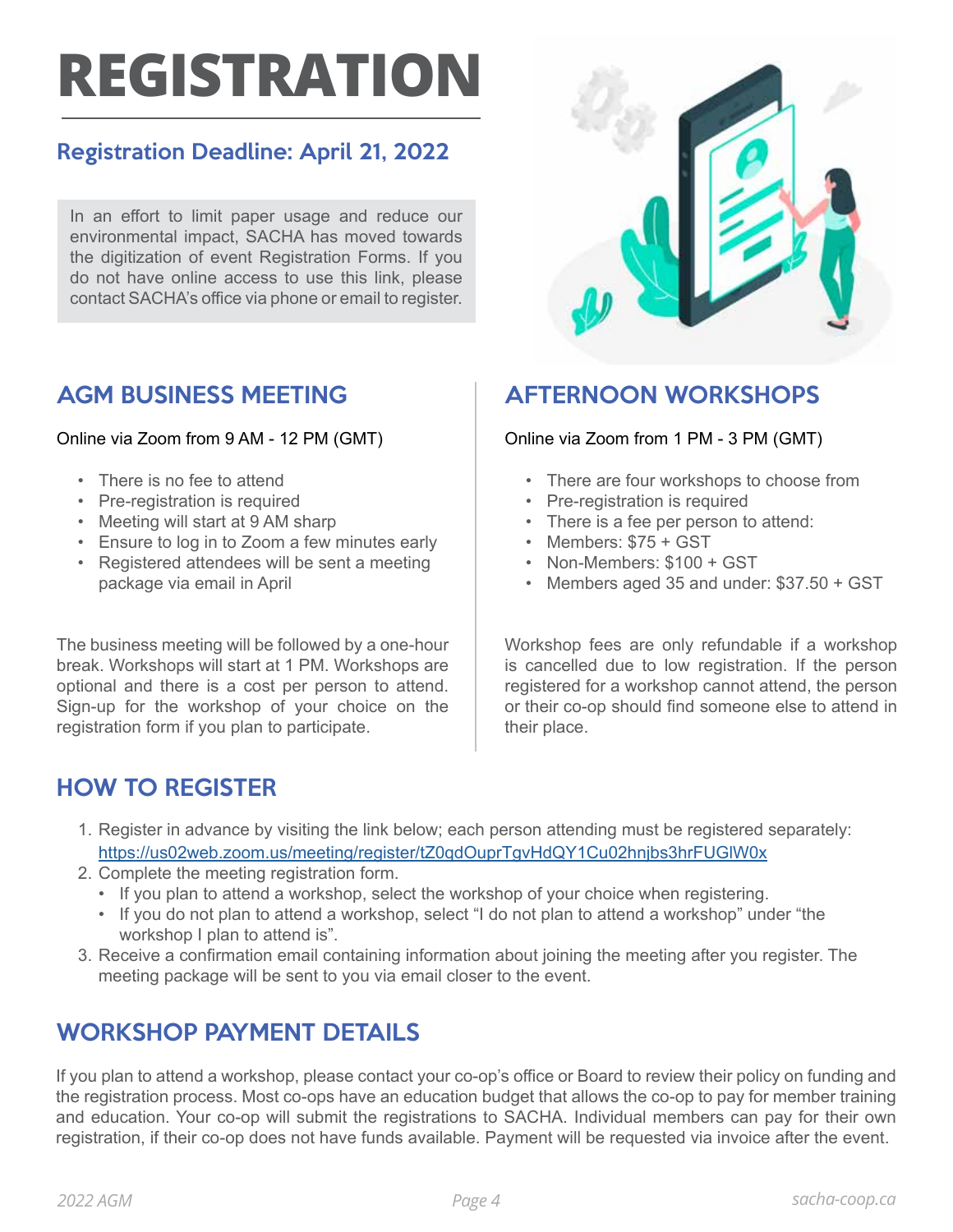# REGISTRATION

## Registration Deadline: April 21, 2022

In an effort to limit paper usage and reduce our environmental impact, SACHA has moved towards the digitization of event Registration Forms. If you do not have online access to use this link, please contact SACHA's office via phone or email to register.

## AGM BUSINESS MEETING

Online via Zoom from 9 AM - 12 PM (GMT)

- There is no fee to attend
- Pre-registration is required
- Meeting will start at 9 AM sharp
- Ensure to log in to Zoom a few minutes early
- Registered attendees will be sent a meeting package via email in April

The business meeting will be followed by a one-hour break. Workshops will start at 1 PM. Workshops are optional and there is a cost per person to attend. Sign-up for the workshop of your choice on the registration form if you plan to participate.

## AFTERNOON WORKSHOPS

Online via Zoom from 1 PM - 3 PM (GMT)

- There are four workshops to choose from
- Pre-registration is required
- There is a fee per person to attend:
- Members: $75 + GST
- Non-Members: $100 + GST
- Members aged 35 and under: $37.50 + GST

Workshop fees are only refundable if a workshop is cancelled due to low registration. If the person registered for a workshop cannot attend, the person or their co-op should find someone else to attend in their place.

## HOW TO REGISTER

1. Register in advance by visiting the link below; each person attending must be registered separately: https://us02web.zoom.us/meeting/register/tZ0qdOuprTgvHdQY1Cu02hnjbs3hrFUGlW0x
2. Complete the meeting registration form.
   - If you plan to attend a workshop, select the workshop of your choice when registering.
   - If you do not plan to attend a workshop, select "I do not plan to attend a workshop" under "the workshop I plan to attend is".
3. Receive a confirmation email containing information about joining the meeting after you register. The meeting package will be sent to you via email closer to the event.

## WORKSHOP PAYMENT DETAILS

If you plan to attend a workshop, please contact your co-op's office or Board to review their policy on funding and the registration process. Most co-ops have an education budget that allows the co-op to pay for member training and education. Your co-op will submit the registrations to SACHA. Individual members can pay for their own registration, if their co-op does not have funds available. Payment will be requested via invoice after the event.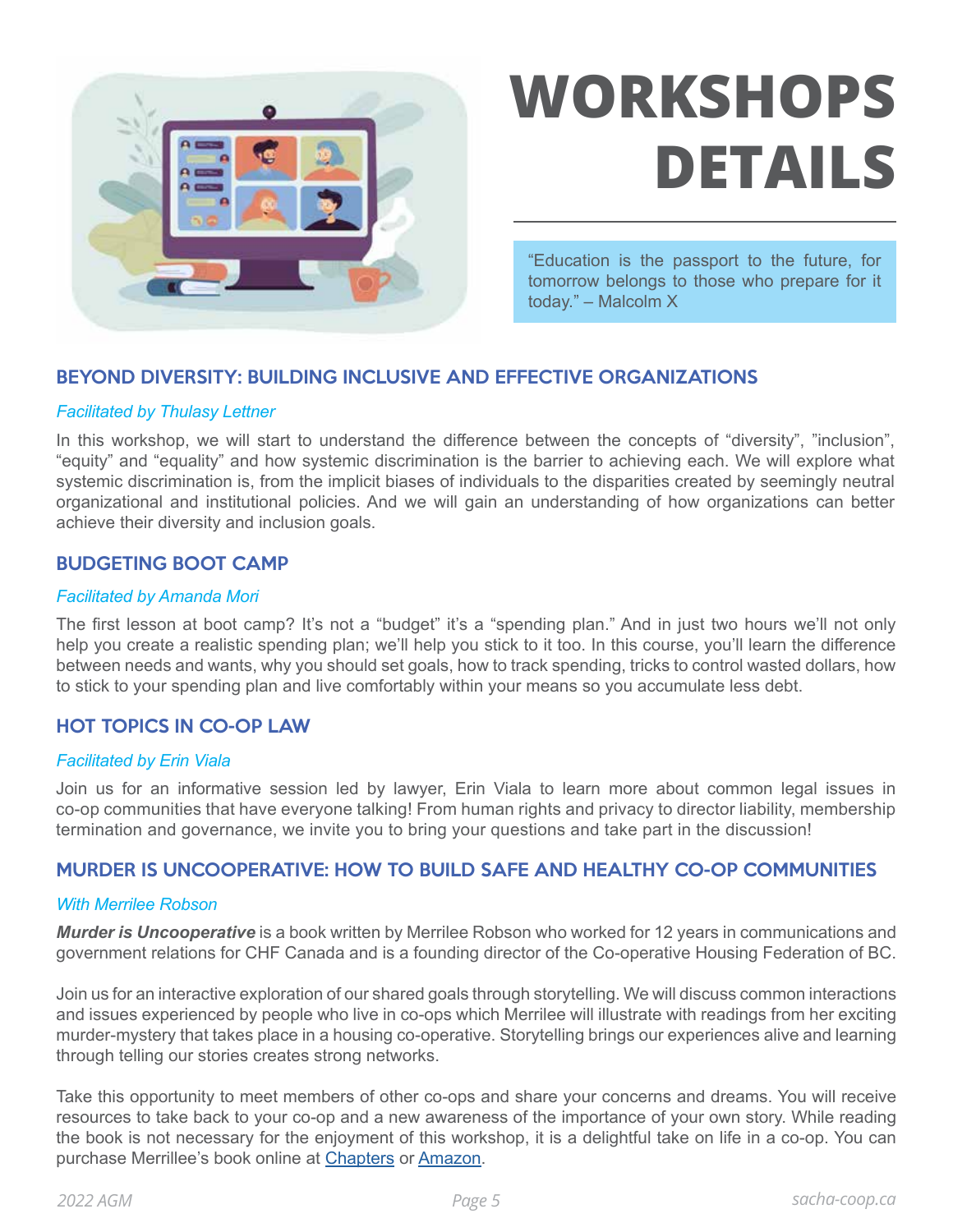# WORKSHOPS DETAILS

> "Education is the passport to the future, for tomorrow belongs to those who prepare for it today." – Malcolm X

## BEYOND DIVERSITY: BUILDING INCLUSIVE AND EFFECTIVE ORGANIZATIONS

*Facilitated by Thulasy Lettner*

In this workshop, we will start to understand the difference between the concepts of "diversity", "inclusion", "equity" and "equality" and how systemic discrimination is the barrier to achieving each. We will explore what systemic discrimination is, from the implicit biases of individuals to the disparities created by seemingly neutral organizational and institutional policies. And we will gain an understanding of how organizations can better achieve their diversity and inclusion goals.

## BUDGETING BOOT CAMP

*Facilitated by Amanda Mori*

The first lesson at boot camp? It's not a "budget" it's a "spending plan." And in just two hours we'll not only help you create a realistic spending plan; we'll help you stick to it too. In this course, you'll learn the difference between needs and wants, why you should set goals, how to track spending, tricks to control wasted dollars, how to stick to your spending plan and live comfortably within your means so you accumulate less debt.

## HOT TOPICS IN CO-OP LAW

*Facilitated by Erin Viala*

Join us for an informative session led by lawyer, Erin Viala to learn more about common legal issues in co-op communities that have everyone talking! From human rights and privacy to director liability, membership termination and governance, we invite you to bring your questions and take part in the discussion!

## MURDER IS UNCOOPERATIVE: HOW TO BUILD SAFE AND HEALTHY CO-OP COMMUNITIES

*With Merrilee Robson*

***Murder is Uncooperative*** is a book written by Merrilee Robson who worked for 12 years in communications and government relations for CHF Canada and is a founding director of the Co-operative Housing Federation of BC.

Join us for an interactive exploration of our shared goals through storytelling. We will discuss common interactions and issues experienced by people who live in co-ops which Merrilee will illustrate with readings from her exciting murder-mystery that takes place in a housing co-operative. Storytelling brings our experiences alive and learning through telling our stories creates strong networks.

Take this opportunity to meet members of other co-ops and share your concerns and dreams. You will receive resources to take back to your co-op and a new awareness of the importance of your own story. While reading the book is not necessary for the enjoyment of this workshop, it is a delightful take on life in a co-op. You can purchase Merrillee's book online at Chapters or Amazon.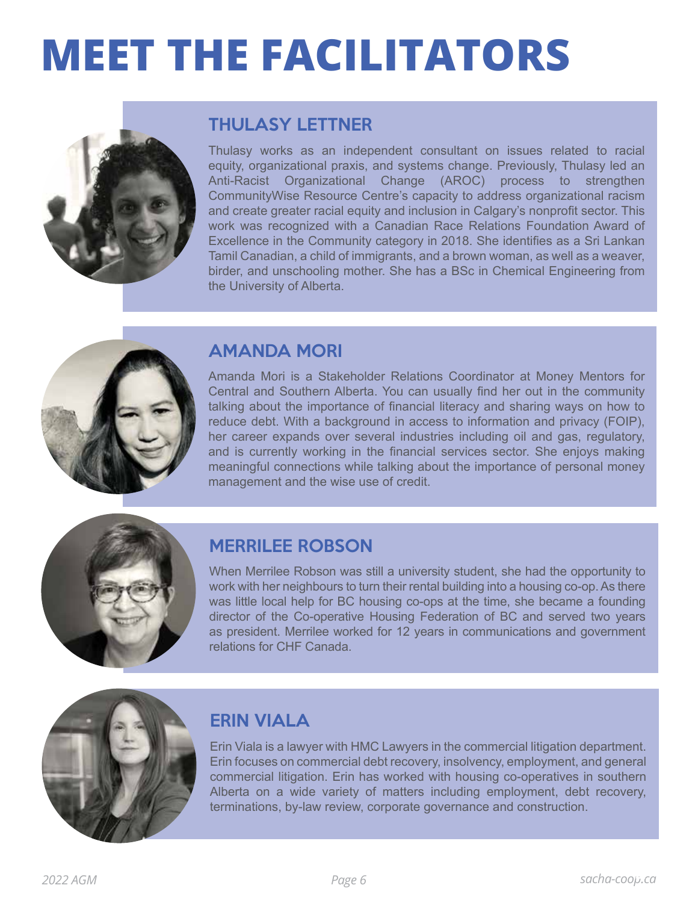# MEET THE FACILITATORS

## THULASY LETTNER

Thulasy works as an independent consultant on issues related to racial equity, organizational praxis, and systems change. Previously, Thulasy led an Anti-Racist Organizational Change (AROC) process to strengthen CommunityWise Resource Centre's capacity to address organizational racism and create greater racial equity and inclusion in Calgary's nonprofit sector. This work was recognized with a Canadian Race Relations Foundation Award of Excellence in the Community category in 2018. She identifies as a Sri Lankan Tamil Canadian, a child of immigrants, and a brown woman, as well as a weaver, birder, and unschooling mother. She has a BSc in Chemical Engineering from the University of Alberta.

## AMANDA MORI

Amanda Mori is a Stakeholder Relations Coordinator at Money Mentors for Central and Southern Alberta. You can usually find her out in the community talking about the importance of financial literacy and sharing ways on how to reduce debt. With a background in access to information and privacy (FOIP), her career expands over several industries including oil and gas, regulatory, and is currently working in the financial services sector. She enjoys making meaningful connections while talking about the importance of personal money management and the wise use of credit.

## MERRILEE ROBSON

When Merrilee Robson was still a university student, she had the opportunity to work with her neighbours to turn their rental building into a housing co-op. As there was little local help for BC housing co-ops at the time, she became a founding director of the Co-operative Housing Federation of BC and served two years as president. Merrilee worked for 12 years in communications and government relations for CHF Canada.

## ERIN VIALA

Erin Viala is a lawyer with HMC Lawyers in the commercial litigation department. Erin focuses on commercial debt recovery, insolvency, employment, and general commercial litigation. Erin has worked with housing co-operatives in southern Alberta on a wide variety of matters including employment, debt recovery, terminations, by-law review, corporate governance and construction.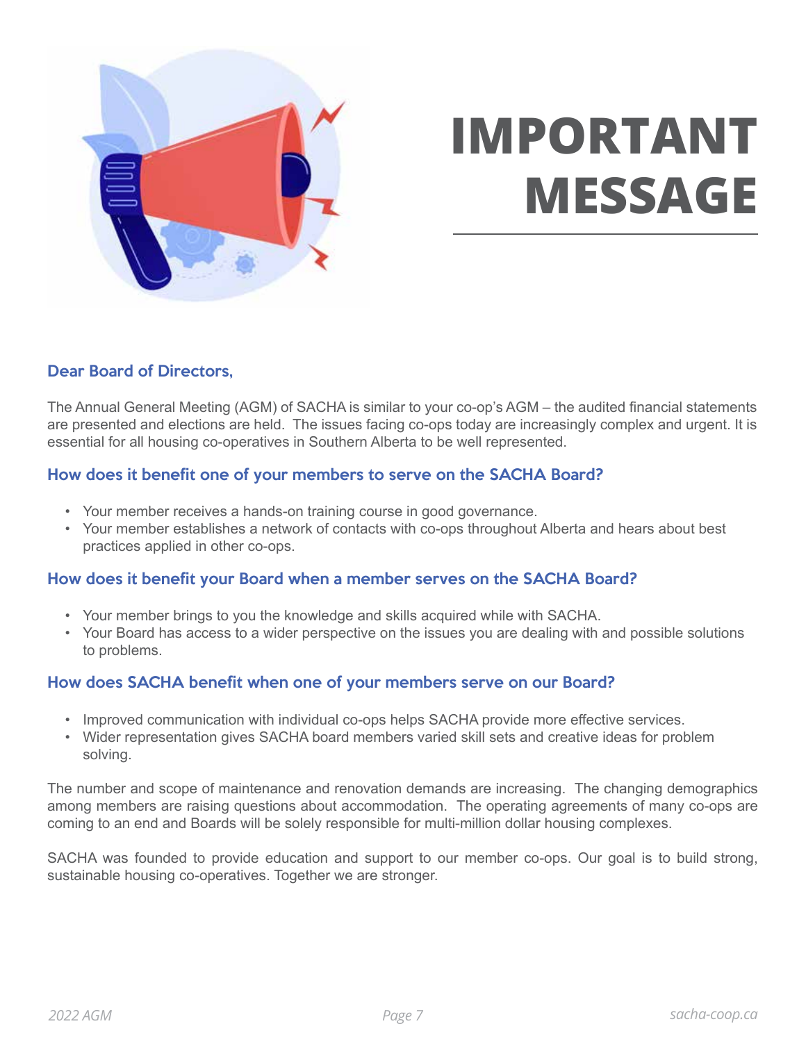# IMPORTANT MESSAGE

### Dear Board of Directors,

The Annual General Meeting (AGM) of SACHA is similar to your co-op's AGM – the audited financial statements are presented and elections are held. The issues facing co-ops today are increasingly complex and urgent. It is essential for all housing co-operatives in Southern Alberta to be well represented.

### How does it benefit one of your members to serve on the SACHA Board?

- Your member receives a hands-on training course in good governance.
- Your member establishes a network of contacts with co-ops throughout Alberta and hears about best practices applied in other co-ops.

### How does it benefit your Board when a member serves on the SACHA Board?

- Your member brings to you the knowledge and skills acquired while with SACHA.
- Your Board has access to a wider perspective on the issues you are dealing with and possible solutions to problems.

### How does SACHA benefit when one of your members serve on our Board?

- Improved communication with individual co-ops helps SACHA provide more effective services.
- Wider representation gives SACHA board members varied skill sets and creative ideas for problem solving.

The number and scope of maintenance and renovation demands are increasing. The changing demographics among members are raising questions about accommodation. The operating agreements of many co-ops are coming to an end and Boards will be solely responsible for multi-million dollar housing complexes.

SACHA was founded to provide education and support to our member co-ops. Our goal is to build strong, sustainable housing co-operatives. Together we are stronger.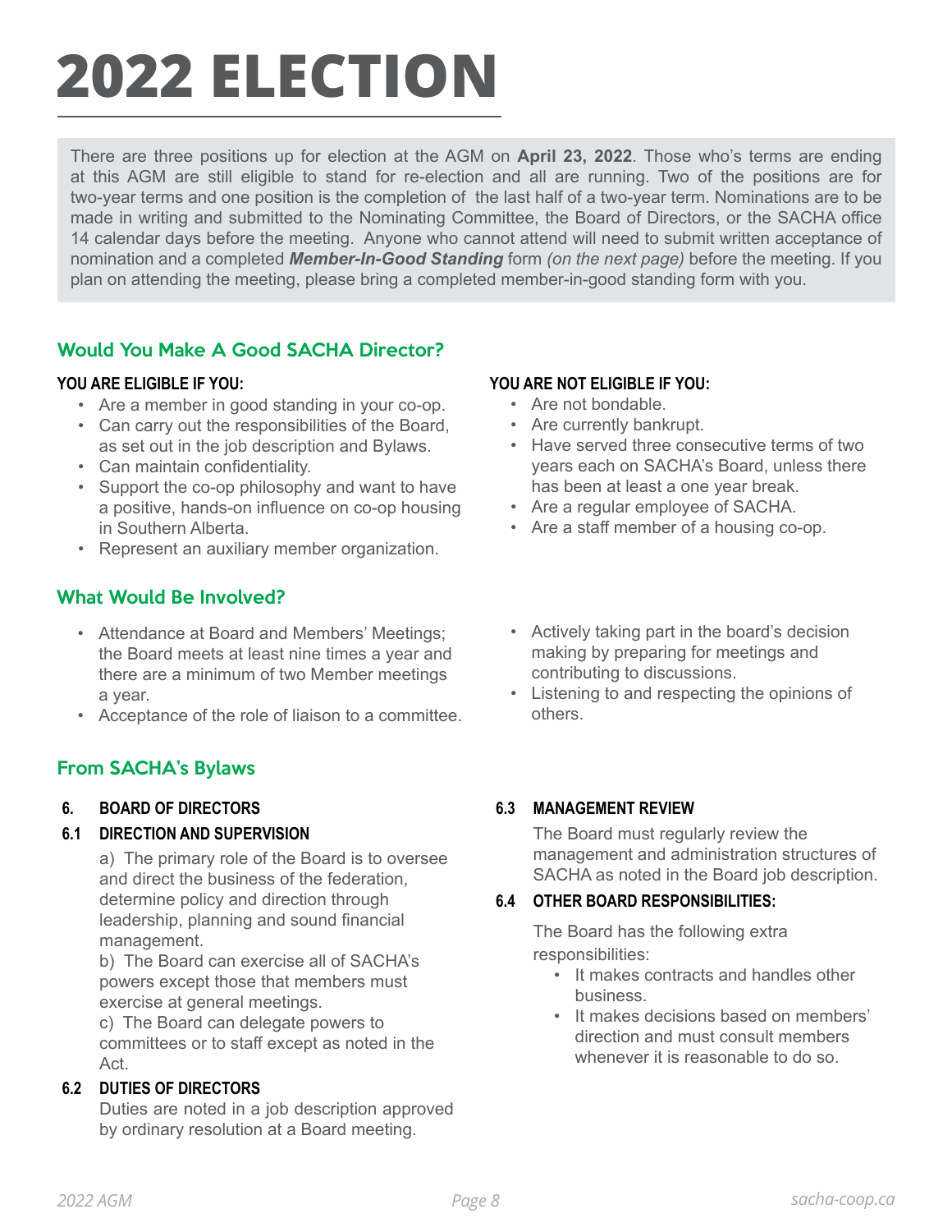# 2022 ELECTION

There are three positions up for election at the AGM on **April 23, 2022**. Those who's terms are ending at this AGM are still eligible to stand for re-election and all are running. Two of the positions are for two-year terms and one position is the completion of the last half of a two-year term. Nominations are to be made in writing and submitted to the Nominating Committee, the Board of Directors, or the SACHA office 14 calendar days before the meeting. Anyone who cannot attend will need to submit written acceptance of nomination and a completed ***Member-In-Good Standing*** form *(on the next page)* before the meeting. If you plan on attending the meeting, please bring a completed member-in-good standing form with you.

## Would You Make A Good SACHA Director?

**YOU ARE ELIGIBLE IF YOU:**

- Are a member in good standing in your co-op.
- Can carry out the responsibilities of the Board, as set out in the job description and Bylaws.
- Can maintain confidentiality.
- Support the co-op philosophy and want to have a positive, hands-on influence on co-op housing in Southern Alberta.
- Represent an auxiliary member organization.

**YOU ARE NOT ELIGIBLE IF YOU:**

- Are not bondable.
- Are currently bankrupt.
- Have served three consecutive terms of two years each on SACHA's Board, unless there has been at least a one year break.
- Are a regular employee of SACHA.
- Are a staff member of a housing co-op.

## What Would Be Involved?

- Attendance at Board and Members' Meetings; the Board meets at least nine times a year and there are a minimum of two Member meetings a year.
- Acceptance of the role of liaison to a committee.
- Actively taking part in the board's decision making by preparing for meetings and contributing to discussions.
- Listening to and respecting the opinions of others.

## From SACHA's Bylaws

### 6. BOARD OF DIRECTORS

### 6.1 DIRECTION AND SUPERVISION

a) The primary role of the Board is to oversee and direct the business of the federation, determine policy and direction through leadership, planning and sound financial management.

b) The Board can exercise all of SACHA's powers except those that members must exercise at general meetings.

c) The Board can delegate powers to committees or to staff except as noted in the Act.

### 6.2 DUTIES OF DIRECTORS

Duties are noted in a job description approved by ordinary resolution at a Board meeting.

### 6.3 MANAGEMENT REVIEW

The Board must regularly review the management and administration structures of SACHA as noted in the Board job description.

### 6.4 OTHER BOARD RESPONSIBILITIES:

The Board has the following extra responsibilities:

- It makes contracts and handles other business.
- It makes decisions based on members' direction and must consult members whenever it is reasonable to do so.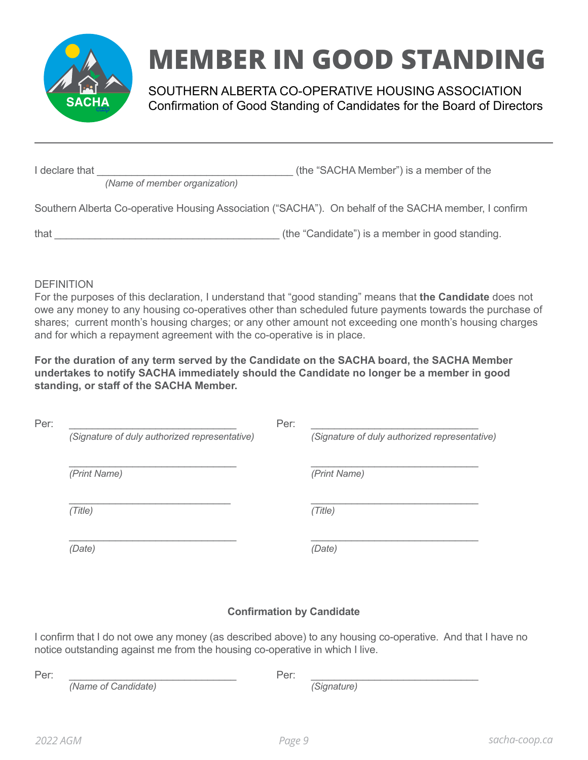# MEMBER IN GOOD STANDING

SOUTHERN ALBERTA CO-OPERATIVE HOUSING ASSOCIATION
Confirmation of Good Standing of Candidates for the Board of Directors

---

I declare that ___________________________________ (the "SACHA Member") is a member of the
*(Name of member organization)*

Southern Alberta Co-operative Housing Association ("SACHA"). On behalf of the SACHA member, I confirm

that ________________________________________ (the "Candidate") is a member in good standing.

DEFINITION
For the purposes of this declaration, I understand that "good standing" means that **the Candidate** does not owe any money to any housing co-operatives other than scheduled future payments towards the purchase of shares; current month's housing charges; or any other amount not exceeding one month's housing charges and for which a repayment agreement with the co-operative is in place.

**For the duration of any term served by the Candidate on the SACHA board, the SACHA Member undertakes to notify SACHA immediately should the Candidate no longer be a member in good standing, or staff of the SACHA Member.**

Per: ______________________________
*(Signature of duly authorized representative)*

______________________________
*(Print Name)*

______________________________
*(Title)*

______________________________
*(Date)*

Per: ______________________________
*(Signature of duly authorized representative)*

______________________________
*(Print Name)*

______________________________
*(Title)*

______________________________
*(Date)*

**Confirmation by Candidate**

I confirm that I do not owe any money (as described above) to any housing co-operative. And that I have no notice outstanding against me from the housing co-operative in which I live.

Per: ______________________________
*(Name of Candidate)*

Per: ______________________________
*(Signature)*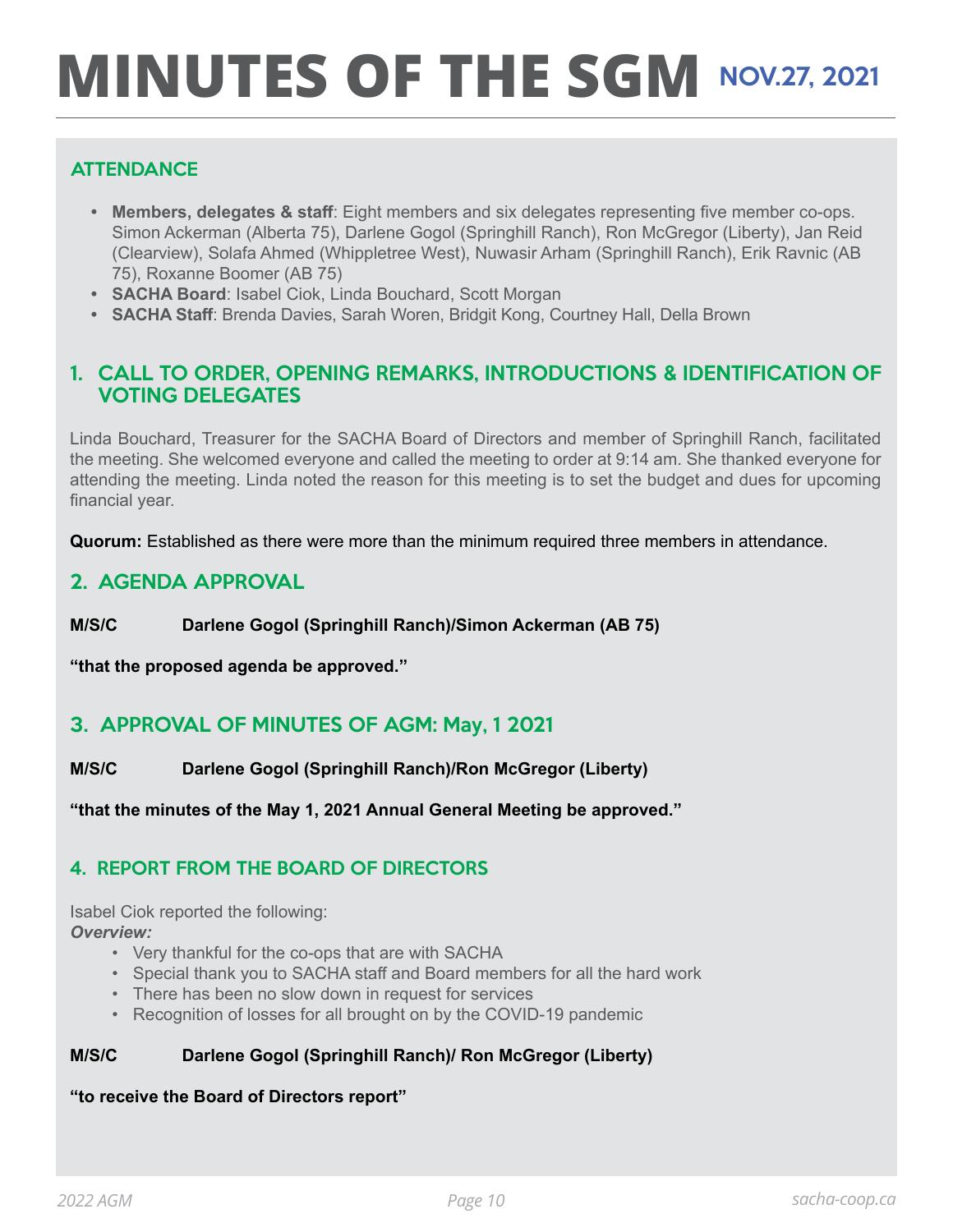# MINUTES OF THE SGM NOV.27, 2021

## ATTENDANCE

- **Members, delegates & staff**: Eight members and six delegates representing five member co-ops. Simon Ackerman (Alberta 75), Darlene Gogol (Springhill Ranch), Ron McGregor (Liberty), Jan Reid (Clearview), Solafa Ahmed (Whippletree West), Nuwasir Arham (Springhill Ranch), Erik Ravnic (AB 75), Roxanne Boomer (AB 75)
- **SACHA Board**: Isabel Ciok, Linda Bouchard, Scott Morgan
- **SACHA Staff**: Brenda Davies, Sarah Woren, Bridgit Kong, Courtney Hall, Della Brown

## 1. CALL TO ORDER, OPENING REMARKS, INTRODUCTIONS & IDENTIFICATION OF VOTING DELEGATES

Linda Bouchard, Treasurer for the SACHA Board of Directors and member of Springhill Ranch, facilitated the meeting. She welcomed everyone and called the meeting to order at 9:14 am. She thanked everyone for attending the meeting. Linda noted the reason for this meeting is to set the budget and dues for upcoming financial year.

**Quorum:** Established as there were more than the minimum required three members in attendance.

## 2. AGENDA APPROVAL

**M/S/C Darlene Gogol (Springhill Ranch)/Simon Ackerman (AB 75)**

**"that the proposed agenda be approved."**

## 3. APPROVAL OF MINUTES OF AGM: May, 1 2021

**M/S/C Darlene Gogol (Springhill Ranch)/Ron McGregor (Liberty)**

**"that the minutes of the May 1, 2021 Annual General Meeting be approved."**

## 4. REPORT FROM THE BOARD OF DIRECTORS

Isabel Ciok reported the following:

***Overview:***

- Very thankful for the co-ops that are with SACHA
- Special thank you to SACHA staff and Board members for all the hard work
- There has been no slow down in request for services
- Recognition of losses for all brought on by the COVID-19 pandemic

**M/S/C Darlene Gogol (Springhill Ranch)/ Ron McGregor (Liberty)**

**"to receive the Board of Directors report"**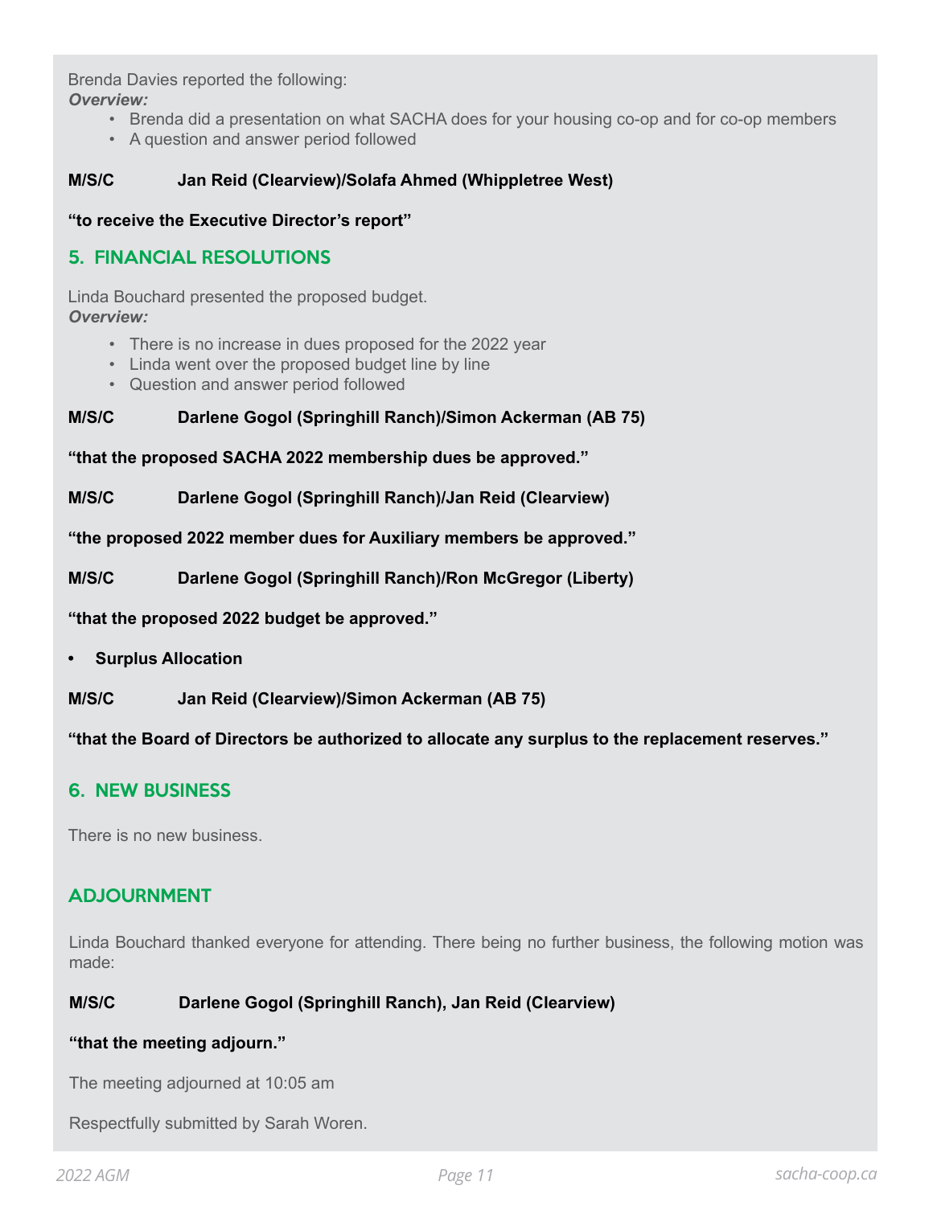Brenda Davies reported the following:

***Overview:***

- Brenda did a presentation on what SACHA does for your housing co-op and for co-op members
- A question and answer period followed

**M/S/C Jan Reid (Clearview)/Solafa Ahmed (Whippletree West)**

**“to receive the Executive Director’s report”**

## 5. FINANCIAL RESOLUTIONS

Linda Bouchard presented the proposed budget.

***Overview:***

- There is no increase in dues proposed for the 2022 year
- Linda went over the proposed budget line by line
- Question and answer period followed

**M/S/C Darlene Gogol (Springhill Ranch)/Simon Ackerman (AB 75)**

**“that the proposed SACHA 2022 membership dues be approved.”**

**M/S/C Darlene Gogol (Springhill Ranch)/Jan Reid (Clearview)**

**“the proposed 2022 member dues for Auxiliary members be approved.”**

**M/S/C Darlene Gogol (Springhill Ranch)/Ron McGregor (Liberty)**

**“that the proposed 2022 budget be approved.”**

- **Surplus Allocation**

**M/S/C Jan Reid (Clearview)/Simon Ackerman (AB 75)**

**“that the Board of Directors be authorized to allocate any surplus to the replacement reserves.”**

## 6. NEW BUSINESS

There is no new business.

## ADJOURNMENT

Linda Bouchard thanked everyone for attending. There being no further business, the following motion was made:

**M/S/C Darlene Gogol (Springhill Ranch), Jan Reid (Clearview)**

**“that the meeting adjourn.”**

The meeting adjourned at 10:05 am

Respectfully submitted by Sarah Woren.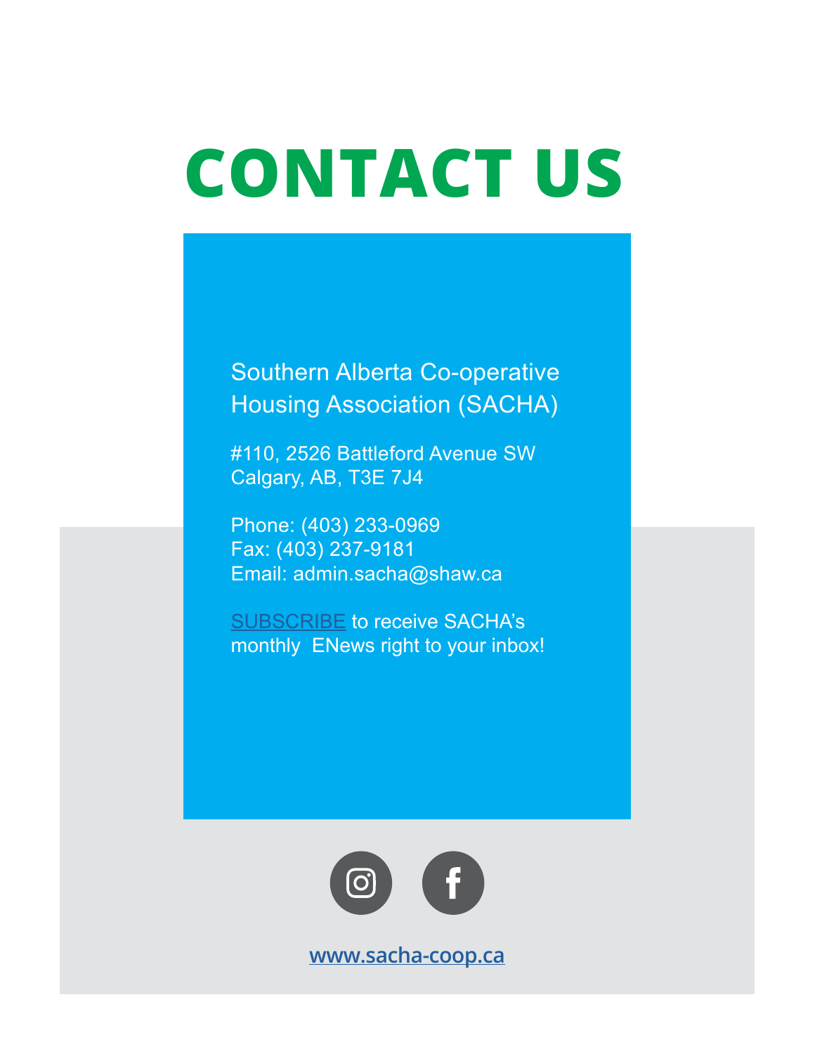# CONTACT US

Southern Alberta Co-operative Housing Association (SACHA)

#110, 2526 Battleford Avenue SW
Calgary, AB, T3E 7J4

Phone: (403) 233-0969
Fax: (403) 237-9181
Email: admin.sacha@shaw.ca

SUBSCRIBE to receive SACHA's monthly ENews right to your inbox!

www.sacha-coop.ca